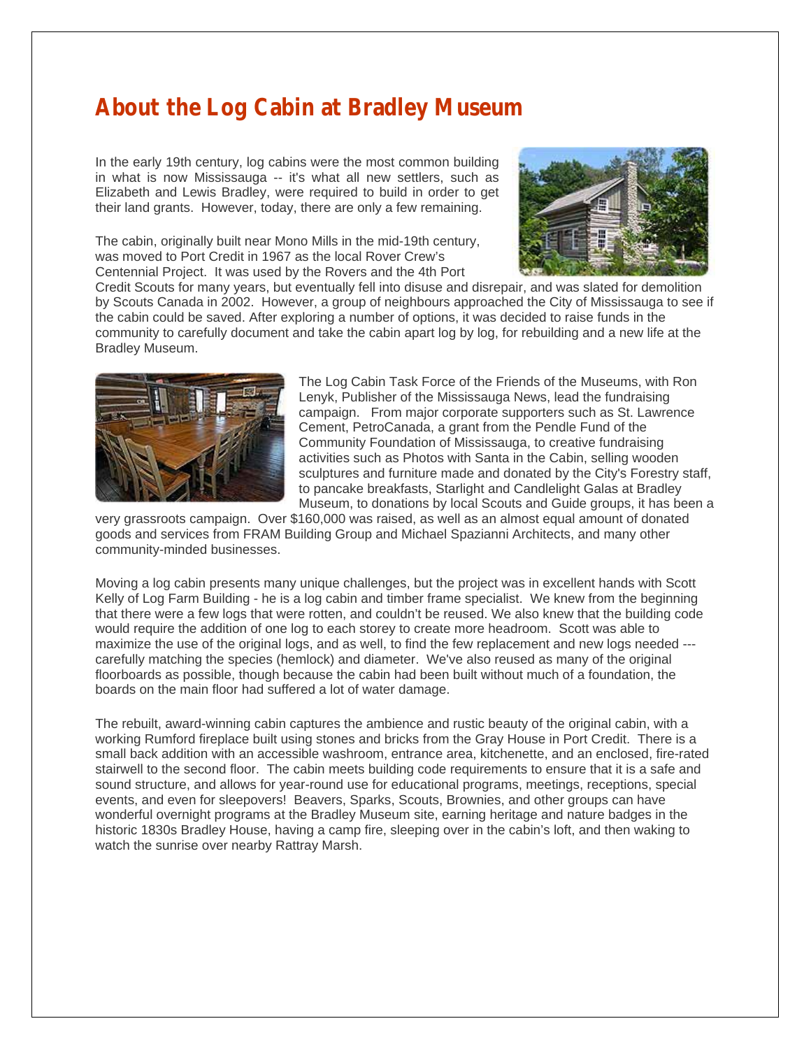# About the Log Cabin at Bradley Museum

In the early 19th century, log cabins were the most common building in what is now Mississauga -- it's what all new settlers, such as Elizabeth and Lewis Bradley, were required to build in order to get their land grants. However, today, there are only a few remaining.

The cabin, originally built near Mono Mills in the mid-19th century, was moved to Port Credit in 1967 as the local Rover Crew's Centennial Project. It was used by the Rovers and the 4th Port Credit Scouts for many years, but eventually fell into disuse and disrepair, and was slated for demolition by Scouts Canada in 2002. However, a group of neighbours approached the City of Mississauga to see if the cabin could be saved. After exploring a number of options, it was decided to raise funds in the community to carefully document and take the cabin apart log by log, for rebuilding and a new life at the Bradley Museum.

The Log Cabin Task Force of the Friends of the Museums, with Ron Lenyk, Publisher of the Mississauga News, lead the fundraising campaign. From major corporate supporters such as St. Lawrence Cement, PetroCanada, a grant from the Pendle Fund of the Community Foundation of Mississauga, to creative fundraising activities such as Photos with Santa in the Cabin, selling wooden sculptures and furniture made and donated by the City's Forestry staff, to pancake breakfasts, Starlight and Candlelight Galas at Bradley Museum, to donations by local Scouts and Guide groups, it has been a very grassroots campaign. Over $160,000 was raised, as well as an almost equal amount of donated goods and services from FRAM Building Group and Michael Spazianni Architects, and many other community-minded businesses.

Moving a log cabin presents many unique challenges, but the project was in excellent hands with Scott Kelly of Log Farm Building - he is a log cabin and timber frame specialist. We knew from the beginning that there were a few logs that were rotten, and couldn't be reused. We also knew that the building code would require the addition of one log to each storey to create more headroom. Scott was able to maximize the use of the original logs, and as well, to find the few replacement and new logs needed --- carefully matching the species (hemlock) and diameter. We've also reused as many of the original floorboards as possible, though because the cabin had been built without much of a foundation, the boards on the main floor had suffered a lot of water damage.

The rebuilt, award-winning cabin captures the ambience and rustic beauty of the original cabin, with a working Rumford fireplace built using stones and bricks from the Gray House in Port Credit. There is a small back addition with an accessible washroom, entrance area, kitchenette, and an enclosed, fire-rated stairwell to the second floor. The cabin meets building code requirements to ensure that it is a safe and sound structure, and allows for year-round use for educational programs, meetings, receptions, special events, and even for sleepovers! Beavers, Sparks, Scouts, Brownies, and other groups can have wonderful overnight programs at the Bradley Museum site, earning heritage and nature badges in the historic 1830s Bradley House, having a camp fire, sleeping over in the cabin's loft, and then waking to watch the sunrise over nearby Rattray Marsh.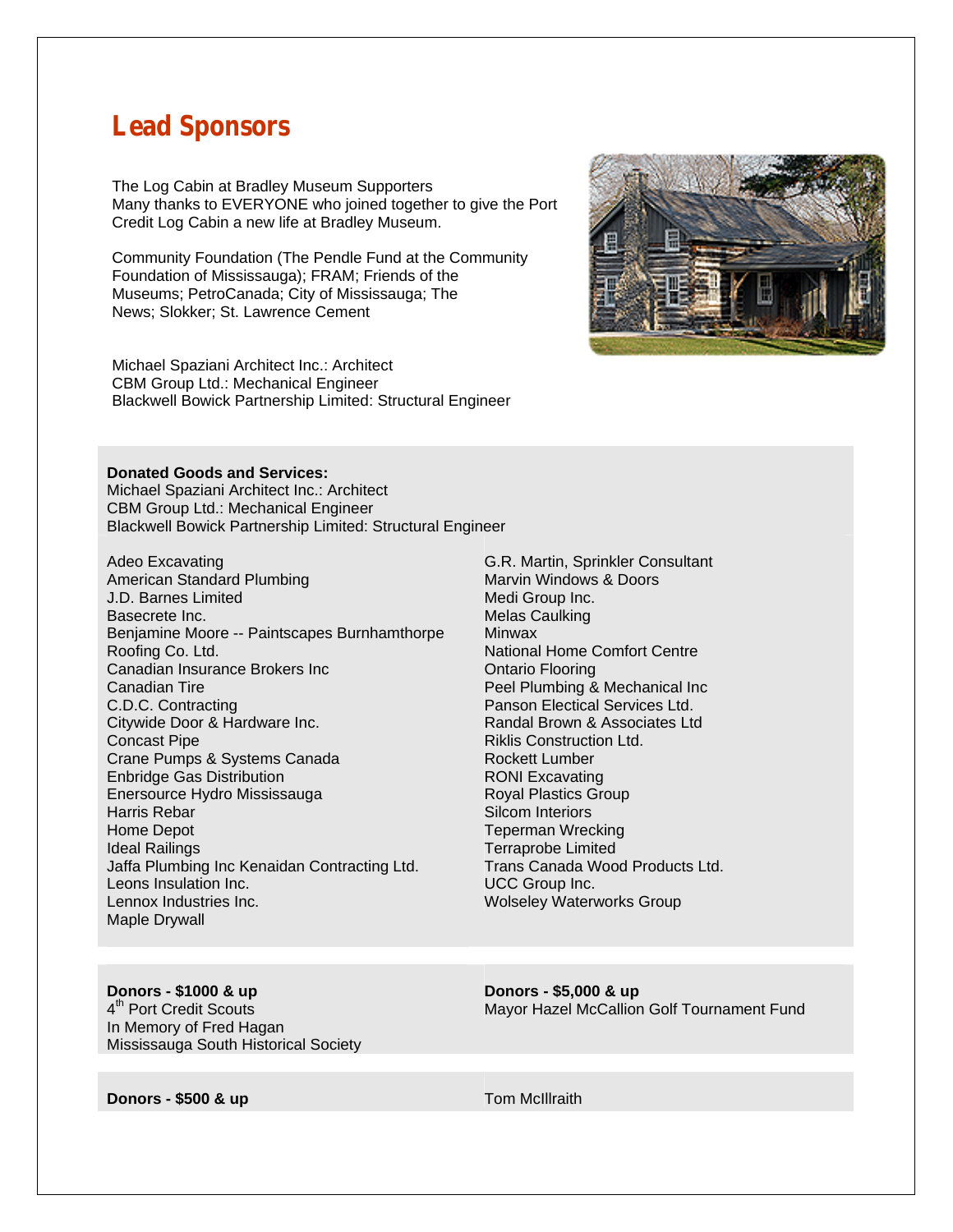## Lead Sponsors

The Log Cabin at Bradley Museum Supporters
Many thanks to EVERYONE who joined together to give the Port Credit Log Cabin a new life at Bradley Museum.

Community Foundation (The Pendle Fund at the Community Foundation of Mississauga); FRAM; Friends of the Museums; PetroCanada; City of Mississauga; The News; Slokker; St. Lawrence Cement

Michael Spaziani Architect Inc.: Architect
CBM Group Ltd.: Mechanical Engineer
Blackwell Bowick Partnership Limited: Structural Engineer

**Donated Goods and Services:**
Michael Spaziani Architect Inc.: Architect
CBM Group Ltd.: Mechanical Engineer
Blackwell Bowick Partnership Limited: Structural Engineer

Adeo Excavating
American Standard Plumbing
J.D. Barnes Limited
Basecrete Inc.
Benjamine Moore -- Paintscapes Burnhamthorpe
Roofing Co. Ltd.
Canadian Insurance Brokers Inc
Canadian Tire
C.D.C. Contracting
Citywide Door & Hardware Inc.
Concast Pipe
Crane Pumps & Systems Canada
Enbridge Gas Distribution
Enersource Hydro Mississauga
Harris Rebar
Home Depot
Ideal Railings
Jaffa Plumbing Inc Kenaidan Contracting Ltd.
Leons Insulation Inc.
Lennox Industries Inc.
Maple Drywall
G.R. Martin, Sprinkler Consultant
Marvin Windows & Doors
Medi Group Inc.
Melas Caulking
Minwax
National Home Comfort Centre
Ontario Flooring
Peel Plumbing & Mechanical Inc
Panson Electical Services Ltd.
Randal Brown & Associates Ltd
Riklis Construction Ltd.
Rockett Lumber
RONI Excavating
Royal Plastics Group
Silcom Interiors
Teperman Wrecking
Terraprobe Limited
Trans Canada Wood Products Ltd.
UCC Group Inc.
Wolseley Waterworks Group

**Donors - $1000 & up**
4th Port Credit Scouts
In Memory of Fred Hagan
Mississauga South Historical Society

**Donors - $5,000 & up**
Mayor Hazel McCallion Golf Tournament Fund

**Donors - $500 & up**
Tom McIllraith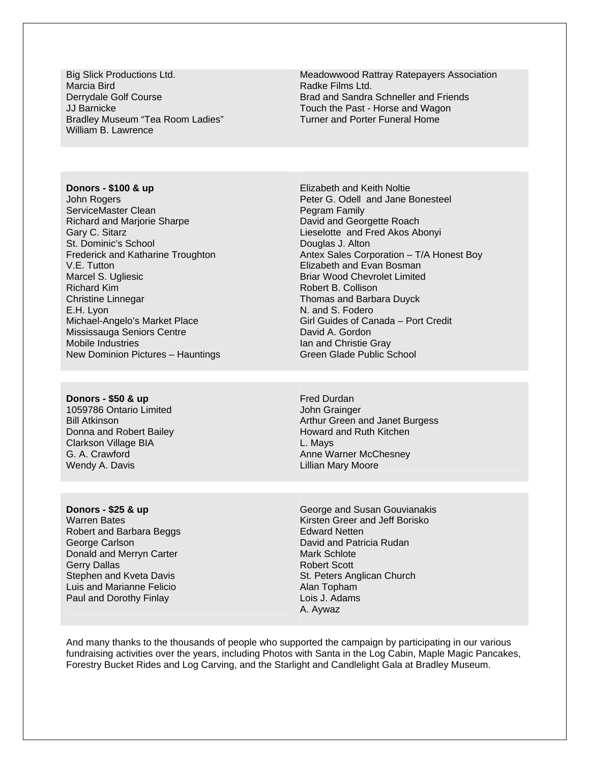Big Slick Productions Ltd.
Marcia Bird
Derrydale Golf Course
JJ Barnicke
Bradley Museum “Tea Room Ladies”
William B. Lawrence
Meadowwood Rattray Ratepayers Association
Radke Films Ltd.
Brad and Sandra Schneller and Friends
Touch the Past - Horse and Wagon
Turner and Porter Funeral Home

**Donors - $100 & up**

John Rogers
ServiceMaster Clean
Richard and Marjorie Sharpe
Gary C. Sitarz
St. Dominic’s School
Frederick and Katharine Troughton
V.E. Tutton
Marcel S. Ugliesic
Richard Kim
Christine Linnegar
E.H. Lyon
Michael-Angelo’s Market Place
Mississauga Seniors Centre
Mobile Industries
New Dominion Pictures – Hauntings
Elizabeth and Keith Noltie
Peter G. Odell and Jane Bonesteel
Pegram Family
David and Georgette Roach
Lieselotte and Fred Akos Abonyi
Douglas J. Alton
Antex Sales Corporation – T/A Honest Boy
Elizabeth and Evan Bosman
Briar Wood Chevrolet Limited
Robert B. Collison
Thomas and Barbara Duyck
N. and S. Fodero
Girl Guides of Canada – Port Credit
David A. Gordon
Ian and Christie Gray
Green Glade Public School

**Donors - $50 & up**

1059786 Ontario Limited
Bill Atkinson
Donna and Robert Bailey
Clarkson Village BIA
G. A. Crawford
Wendy A. Davis
Fred Durdan
John Grainger
Arthur Green and Janet Burgess
Howard and Ruth Kitchen
L. Mays
Anne Warner McChesney
Lillian Mary Moore

**Donors - $25 & up**

Warren Bates
Robert and Barbara Beggs
George Carlson
Donald and Merryn Carter
Gerry Dallas
Stephen and Kveta Davis
Luis and Marianne Felicio
Paul and Dorothy Finlay
George and Susan Gouvianakis
Kirsten Greer and Jeff Borisko
Edward Netten
David and Patricia Rudan
Mark Schlote
Robert Scott
St. Peters Anglican Church
Alan Topham
Lois J. Adams
A. Aywaz

And many thanks to the thousands of people who supported the campaign by participating in our various fundraising activities over the years, including Photos with Santa in the Log Cabin, Maple Magic Pancakes, Forestry Bucket Rides and Log Carving, and the Starlight and Candlelight Gala at Bradley Museum.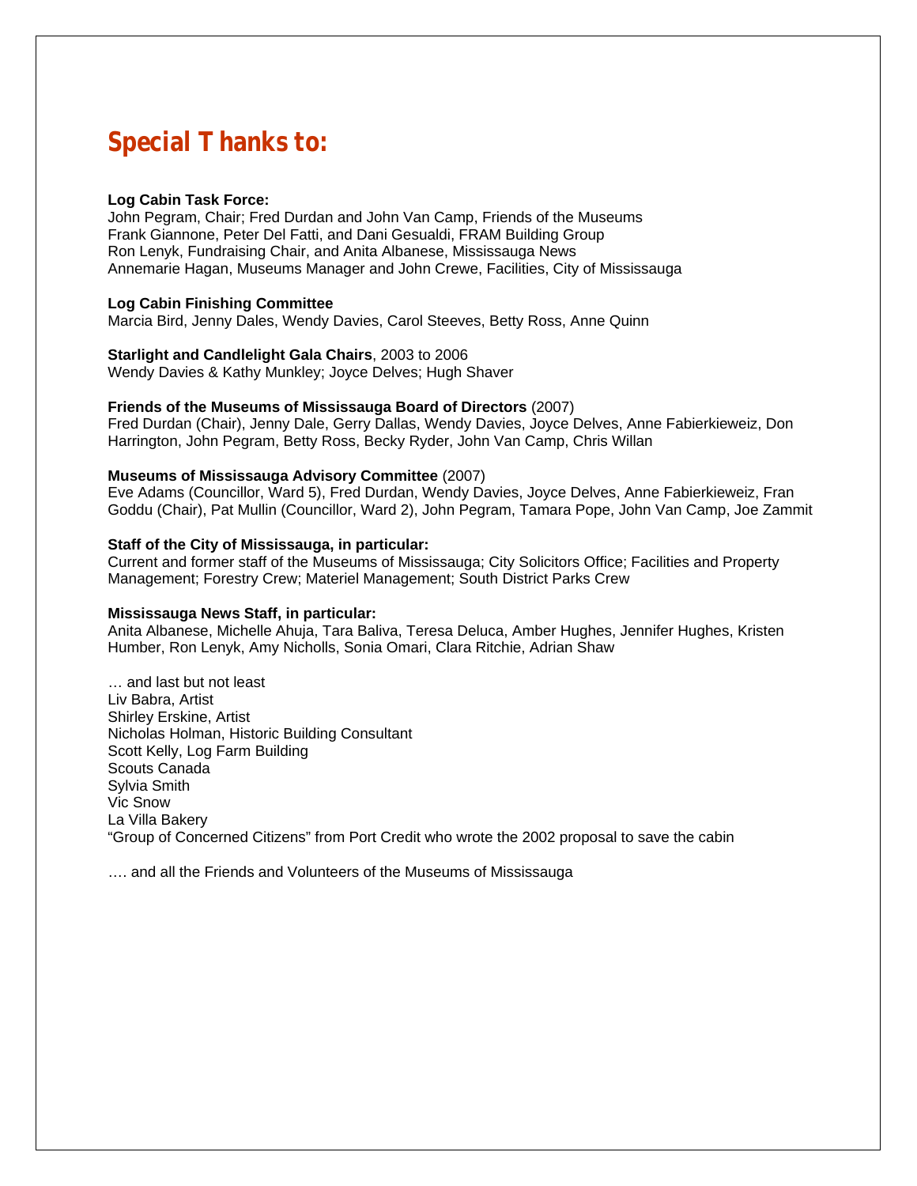# Special Thanks to:

**Log Cabin Task Force:**
John Pegram, Chair; Fred Durdan and John Van Camp, Friends of the Museums
Frank Giannone, Peter Del Fatti, and Dani Gesualdi, FRAM Building Group
Ron Lenyk, Fundraising Chair, and Anita Albanese, Mississauga News
Annemarie Hagan, Museums Manager and John Crewe, Facilities, City of Mississauga

**Log Cabin Finishing Committee**
Marcia Bird, Jenny Dales, Wendy Davies, Carol Steeves, Betty Ross, Anne Quinn

**Starlight and Candlelight Gala Chairs**, 2003 to 2006
Wendy Davies & Kathy Munkley; Joyce Delves; Hugh Shaver

**Friends of the Museums of Mississauga Board of Directors** (2007)
Fred Durdan (Chair), Jenny Dale, Gerry Dallas, Wendy Davies, Joyce Delves, Anne Fabierkieweiz, Don Harrington, John Pegram, Betty Ross, Becky Ryder, John Van Camp, Chris Willan

**Museums of Mississauga Advisory Committee** (2007)
Eve Adams (Councillor, Ward 5), Fred Durdan, Wendy Davies, Joyce Delves, Anne Fabierkieweiz, Fran Goddu (Chair), Pat Mullin (Councillor, Ward 2), John Pegram, Tamara Pope, John Van Camp, Joe Zammit

**Staff of the City of Mississauga, in particular:**
Current and former staff of the Museums of Mississauga; City Solicitors Office; Facilities and Property Management; Forestry Crew; Materiel Management; South District Parks Crew

**Mississauga News Staff, in particular:**
Anita Albanese, Michelle Ahuja, Tara Baliva, Teresa Deluca, Amber Hughes, Jennifer Hughes, Kristen Humber, Ron Lenyk, Amy Nicholls, Sonia Omari, Clara Ritchie, Adrian Shaw

… and last but not least
Liv Babra, Artist
Shirley Erskine, Artist
Nicholas Holman, Historic Building Consultant
Scott Kelly, Log Farm Building
Scouts Canada
Sylvia Smith
Vic Snow
La Villa Bakery
"Group of Concerned Citizens" from Port Credit who wrote the 2002 proposal to save the cabin

…. and all the Friends and Volunteers of the Museums of Mississauga